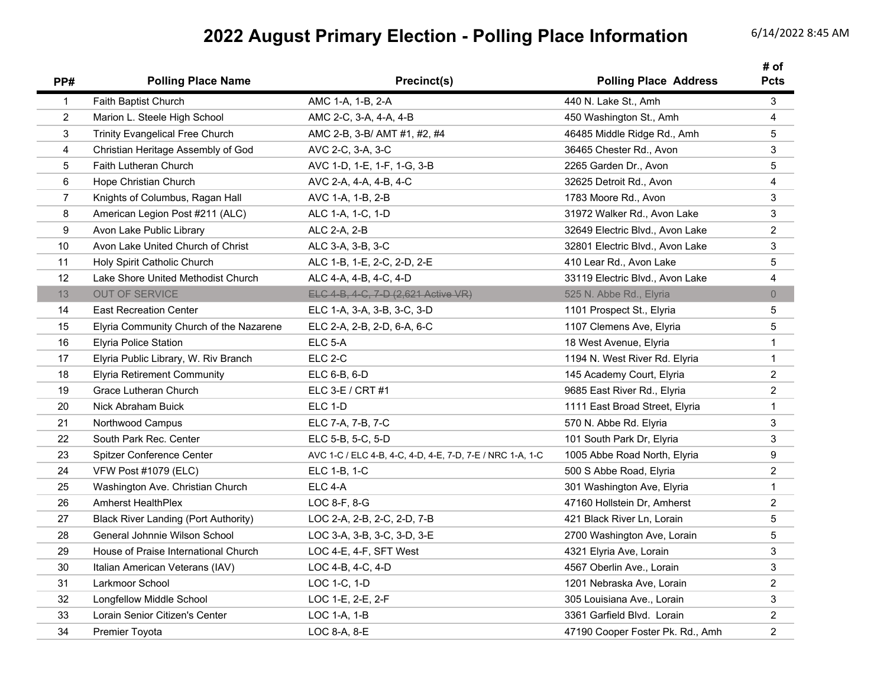# 2022 August Primary Election - Polling Place Information

6/14/2022 8:45 AM

| PP# | Polling Place Name | Precinct(s) | Polling Place Address | # of Pcts |
|---|---|---|---|---|
| 1 | Faith Baptist Church | AMC 1-A, 1-B, 2-A | 440 N. Lake St., Amh | 3 |
| 2 | Marion L. Steele High School | AMC 2-C, 3-A, 4-A, 4-B | 450 Washington St., Amh | 4 |
| 3 | Trinity Evangelical Free Church | AMC 2-B, 3-B/ AMT #1, #2, #4 | 46485 Middle Ridge Rd., Amh | 5 |
| 4 | Christian Heritage Assembly of God | AVC 2-C, 3-A, 3-C | 36465 Chester Rd., Avon | 3 |
| 5 | Faith Lutheran Church | AVC 1-D, 1-E, 1-F, 1-G, 3-B | 2265 Garden Dr., Avon | 5 |
| 6 | Hope Christian Church | AVC 2-A, 4-A, 4-B, 4-C | 32625 Detroit Rd., Avon | 4 |
| 7 | Knights of Columbus, Ragan Hall | AVC 1-A, 1-B, 2-B | 1783 Moore Rd., Avon | 3 |
| 8 | American Legion Post #211 (ALC) | ALC 1-A, 1-C, 1-D | 31972 Walker Rd., Avon Lake | 3 |
| 9 | Avon Lake Public Library | ALC 2-A, 2-B | 32649 Electric Blvd., Avon Lake | 2 |
| 10 | Avon Lake United Church of Christ | ALC 3-A, 3-B, 3-C | 32801 Electric Blvd., Avon Lake | 3 |
| 11 | Holy Spirit Catholic Church | ALC 1-B, 1-E, 2-C, 2-D, 2-E | 410 Lear Rd., Avon Lake | 5 |
| 12 | Lake Shore United Methodist Church | ALC 4-A, 4-B, 4-C, 4-D | 33119 Electric Blvd., Avon Lake | 4 |
| 13 | OUT OF SERVICE | ~~ELC 4-B, 4-C, 7-D (2,621 Active VR)~~ | 525 N. Abbe Rd., Elyria | 0 |
| 14 | East Recreation Center | ELC 1-A, 3-A, 3-B, 3-C, 3-D | 1101 Prospect St., Elyria | 5 |
| 15 | Elyria Community Church of the Nazarene | ELC 2-A, 2-B, 2-D, 6-A, 6-C | 1107 Clemens Ave, Elyria | 5 |
| 16 | Elyria Police Station | ELC 5-A | 18 West Avenue, Elyria | 1 |
| 17 | Elyria Public Library, W. Riv Branch | ELC 2-C | 1194 N. West River Rd. Elyria | 1 |
| 18 | Elyria Retirement Community | ELC 6-B, 6-D | 145 Academy Court, Elyria | 2 |
| 19 | Grace Lutheran Church | ELC 3-E / CRT #1 | 9685 East River Rd., Elyria | 2 |
| 20 | Nick Abraham Buick | ELC 1-D | 1111 East Broad Street, Elyria | 1 |
| 21 | Northwood Campus | ELC 7-A, 7-B, 7-C | 570 N. Abbe Rd. Elyria | 3 |
| 22 | South Park Rec. Center | ELC 5-B, 5-C, 5-D | 101 South Park Dr, Elyria | 3 |
| 23 | Spitzer Conference Center | AVC 1-C / ELC 4-B, 4-C, 4-D, 4-E, 7-D, 7-E / NRC 1-A, 1-C | 1005 Abbe Road North, Elyria | 9 |
| 24 | VFW Post #1079 (ELC) | ELC 1-B, 1-C | 500 S Abbe Road, Elyria | 2 |
| 25 | Washington Ave. Christian Church | ELC 4-A | 301 Washington Ave, Elyria | 1 |
| 26 | Amherst HealthPlex | LOC 8-F, 8-G | 47160 Hollstein Dr, Amherst | 2 |
| 27 | Black River Landing (Port Authority) | LOC 2-A, 2-B, 2-C, 2-D, 7-B | 421 Black River Ln, Lorain | 5 |
| 28 | General Johnnie Wilson School | LOC 3-A, 3-B, 3-C, 3-D, 3-E | 2700 Washington Ave, Lorain | 5 |
| 29 | House of Praise International Church | LOC 4-E, 4-F, SFT West | 4321 Elyria Ave, Lorain | 3 |
| 30 | Italian American Veterans (IAV) | LOC 4-B, 4-C, 4-D | 4567 Oberlin Ave., Lorain | 3 |
| 31 | Larkmoor School | LOC 1-C, 1-D | 1201 Nebraska Ave, Lorain | 2 |
| 32 | Longfellow Middle School | LOC 1-E, 2-E, 2-F | 305 Louisiana Ave., Lorain | 3 |
| 33 | Lorain Senior Citizen's Center | LOC 1-A, 1-B | 3361 Garfield Blvd. Lorain | 2 |
| 34 | Premier Toyota | LOC 8-A, 8-E | 47190 Cooper Foster Pk. Rd., Amh | 2 |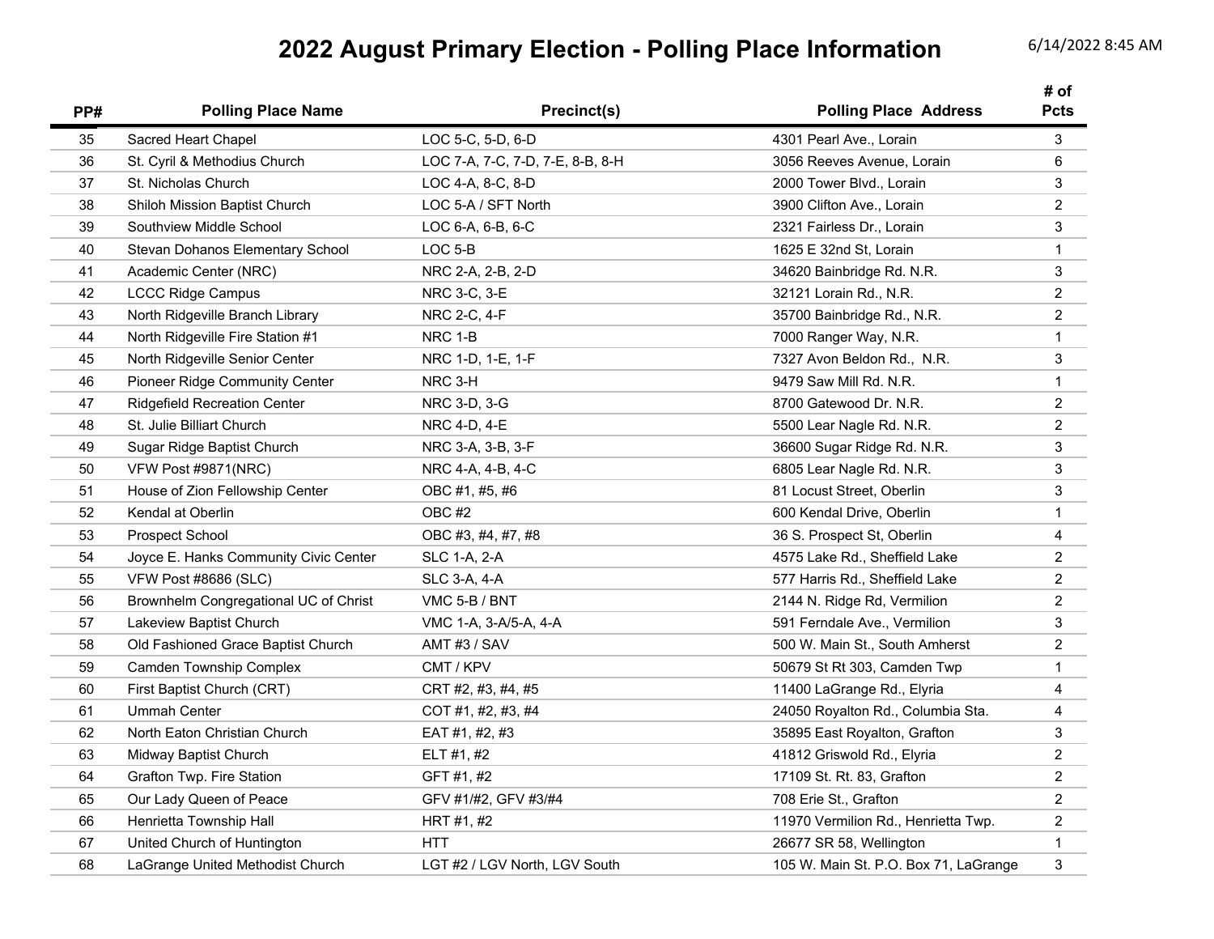# 2022 August Primary Election - Polling Place Information

6/14/2022 8:45 AM

| PP# | Polling Place Name | Precinct(s) | Polling Place Address | # of Pcts |
|---|---|---|---|---|
| 35 | Sacred Heart Chapel | LOC 5-C, 5-D, 6-D | 4301 Pearl Ave., Lorain | 3 |
| 36 | St. Cyril & Methodius Church | LOC 7-A, 7-C, 7-D, 7-E, 8-B, 8-H | 3056 Reeves Avenue, Lorain | 6 |
| 37 | St. Nicholas Church | LOC 4-A, 8-C, 8-D | 2000 Tower Blvd., Lorain | 3 |
| 38 | Shiloh Mission Baptist Church | LOC 5-A / SFT North | 3900 Clifton Ave., Lorain | 2 |
| 39 | Southview Middle School | LOC 6-A, 6-B, 6-C | 2321 Fairless Dr., Lorain | 3 |
| 40 | Stevan Dohanos Elementary School | LOC 5-B | 1625 E 32nd St, Lorain | 1 |
| 41 | Academic Center (NRC) | NRC 2-A, 2-B, 2-D | 34620 Bainbridge Rd. N.R. | 3 |
| 42 | LCCC Ridge Campus | NRC 3-C, 3-E | 32121 Lorain Rd., N.R. | 2 |
| 43 | North Ridgeville Branch Library | NRC 2-C, 4-F | 35700 Bainbridge Rd., N.R. | 2 |
| 44 | North Ridgeville Fire Station #1 | NRC 1-B | 7000 Ranger Way, N.R. | 1 |
| 45 | North Ridgeville Senior Center | NRC 1-D, 1-E, 1-F | 7327 Avon Beldon Rd., N.R. | 3 |
| 46 | Pioneer Ridge Community Center | NRC 3-H | 9479 Saw Mill Rd. N.R. | 1 |
| 47 | Ridgefield Recreation Center | NRC 3-D, 3-G | 8700 Gatewood Dr. N.R. | 2 |
| 48 | St. Julie Billiart Church | NRC 4-D, 4-E | 5500 Lear Nagle Rd. N.R. | 2 |
| 49 | Sugar Ridge Baptist Church | NRC 3-A, 3-B, 3-F | 36600 Sugar Ridge Rd. N.R. | 3 |
| 50 | VFW Post #9871(NRC) | NRC 4-A, 4-B, 4-C | 6805 Lear Nagle Rd. N.R. | 3 |
| 51 | House of Zion Fellowship Center | OBC #1, #5, #6 | 81 Locust Street, Oberlin | 3 |
| 52 | Kendal at Oberlin | OBC #2 | 600 Kendal Drive, Oberlin | 1 |
| 53 | Prospect School | OBC #3, #4, #7, #8 | 36 S. Prospect St, Oberlin | 4 |
| 54 | Joyce E. Hanks Community Civic Center | SLC 1-A, 2-A | 4575 Lake Rd., Sheffield Lake | 2 |
| 55 | VFW Post #8686 (SLC) | SLC 3-A, 4-A | 577 Harris Rd., Sheffield Lake | 2 |
| 56 | Brownhelm Congregational UC of Christ | VMC 5-B / BNT | 2144 N. Ridge Rd, Vermilion | 2 |
| 57 | Lakeview Baptist Church | VMC 1-A, 3-A/5-A, 4-A | 591 Ferndale Ave., Vermilion | 3 |
| 58 | Old Fashioned Grace Baptist Church | AMT #3 / SAV | 500 W. Main St., South Amherst | 2 |
| 59 | Camden Township Complex | CMT / KPV | 50679 St Rt 303, Camden Twp | 1 |
| 60 | First Baptist Church (CRT) | CRT #2, #3, #4, #5 | 11400 LaGrange Rd., Elyria | 4 |
| 61 | Ummah Center | COT #1, #2, #3, #4 | 24050 Royalton Rd., Columbia Sta. | 4 |
| 62 | North Eaton Christian Church | EAT #1, #2, #3 | 35895 East Royalton, Grafton | 3 |
| 63 | Midway Baptist Church | ELT #1, #2 | 41812 Griswold Rd., Elyria | 2 |
| 64 | Grafton Twp. Fire Station | GFT #1, #2 | 17109 St. Rt. 83, Grafton | 2 |
| 65 | Our Lady Queen of Peace | GFV #1/#2, GFV #3/#4 | 708 Erie St., Grafton | 2 |
| 66 | Henrietta Township Hall | HRT #1, #2 | 11970 Vermilion Rd., Henrietta Twp. | 2 |
| 67 | United Church of Huntington | HTT | 26677 SR 58, Wellington | 1 |
| 68 | LaGrange United Methodist Church | LGT #2 / LGV North, LGV South | 105 W. Main St. P.O. Box 71, LaGrange | 3 |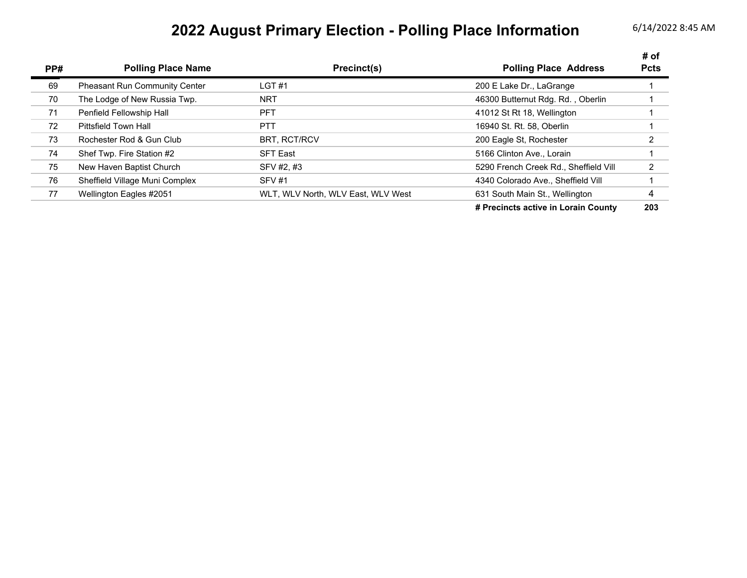# 2022 August Primary Election - Polling Place Information

6/14/2022 8:45 AM

| PP# | Polling Place Name | Precinct(s) | Polling Place Address | # of Pcts |
|---|---|---|---|---|
| 69 | Pheasant Run Community Center | LGT #1 | 200 E Lake Dr., LaGrange | 1 |
| 70 | The Lodge of New Russia Twp. | NRT | 46300 Butternut Rdg. Rd. , Oberlin | 1 |
| 71 | Penfield Fellowship Hall | PFT | 41012 St Rt 18, Wellington | 1 |
| 72 | Pittsfield Town Hall | PTT | 16940 St. Rt. 58, Oberlin | 1 |
| 73 | Rochester Rod & Gun Club | BRT, RCT/RCV | 200 Eagle St, Rochester | 2 |
| 74 | Shef Twp. Fire Station #2 | SFT East | 5166 Clinton Ave., Lorain | 1 |
| 75 | New Haven Baptist Church | SFV #2, #3 | 5290 French Creek Rd., Sheffield Vill | 2 |
| 76 | Sheffield Village Muni Complex | SFV #1 | 4340 Colorado Ave., Sheffield Vill | 1 |
| 77 | Wellington Eagles #2051 | WLT, WLV North, WLV East, WLV West | 631 South Main St., Wellington | 4 |
| | | | **# Precincts active in Lorain County** | **203** |